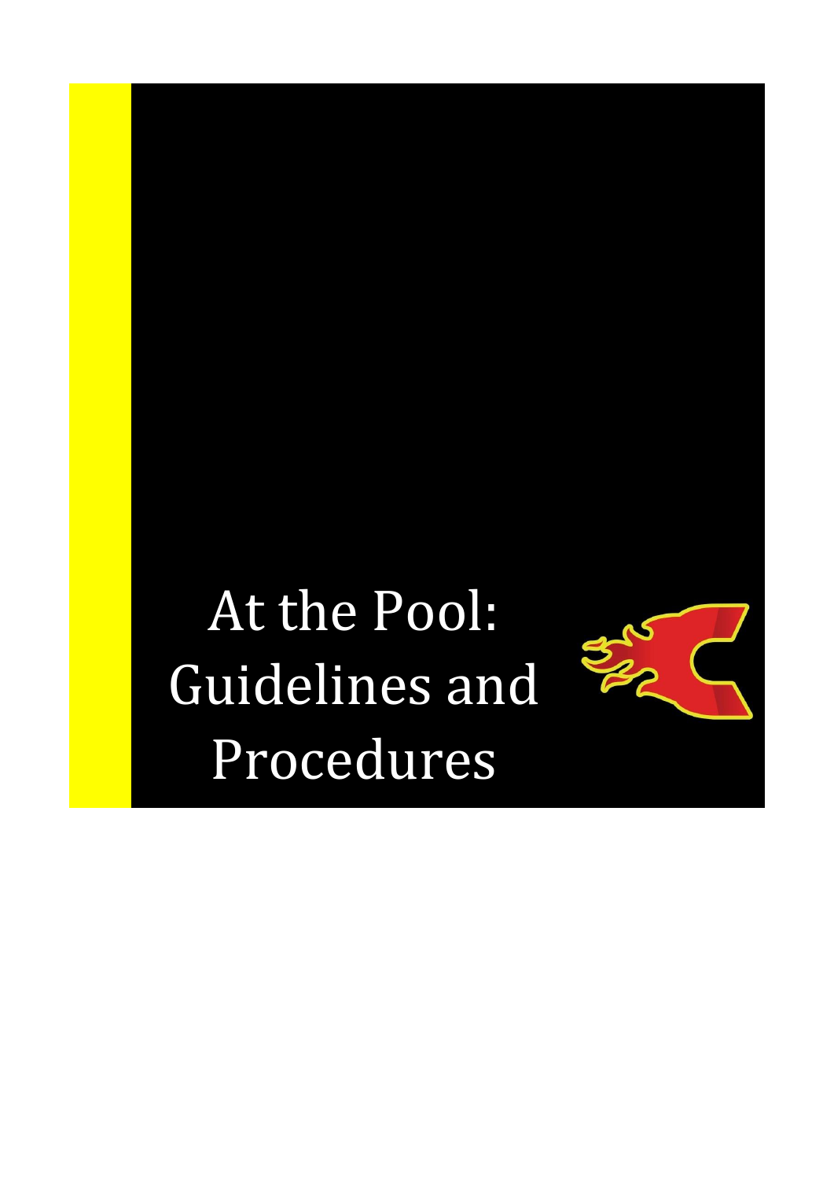# At the Pool: Guidelines and Procedures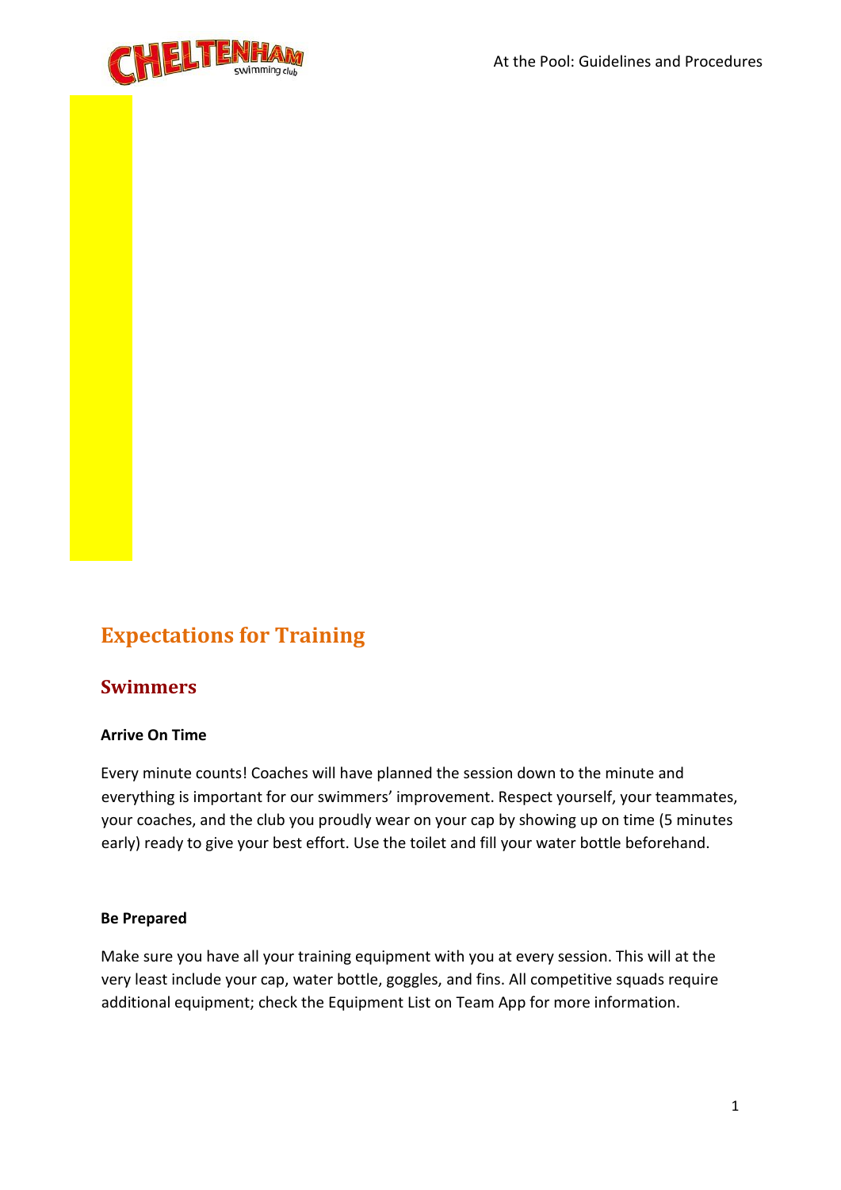# Expectations for Training

## Swimmers

**Arrive On Time**

Every minute counts! Coaches will have planned the session down to the minute and everything is important for our swimmers' improvement. Respect yourself, your teammates, your coaches, and the club you proudly wear on your cap by showing up on time (5 minutes early) ready to give your best effort. Use the toilet and fill your water bottle beforehand.

**Be Prepared**

Make sure you have all your training equipment with you at every session. This will at the very least include your cap, water bottle, goggles, and fins. All competitive squads require additional equipment; check the Equipment List on Team App for more information.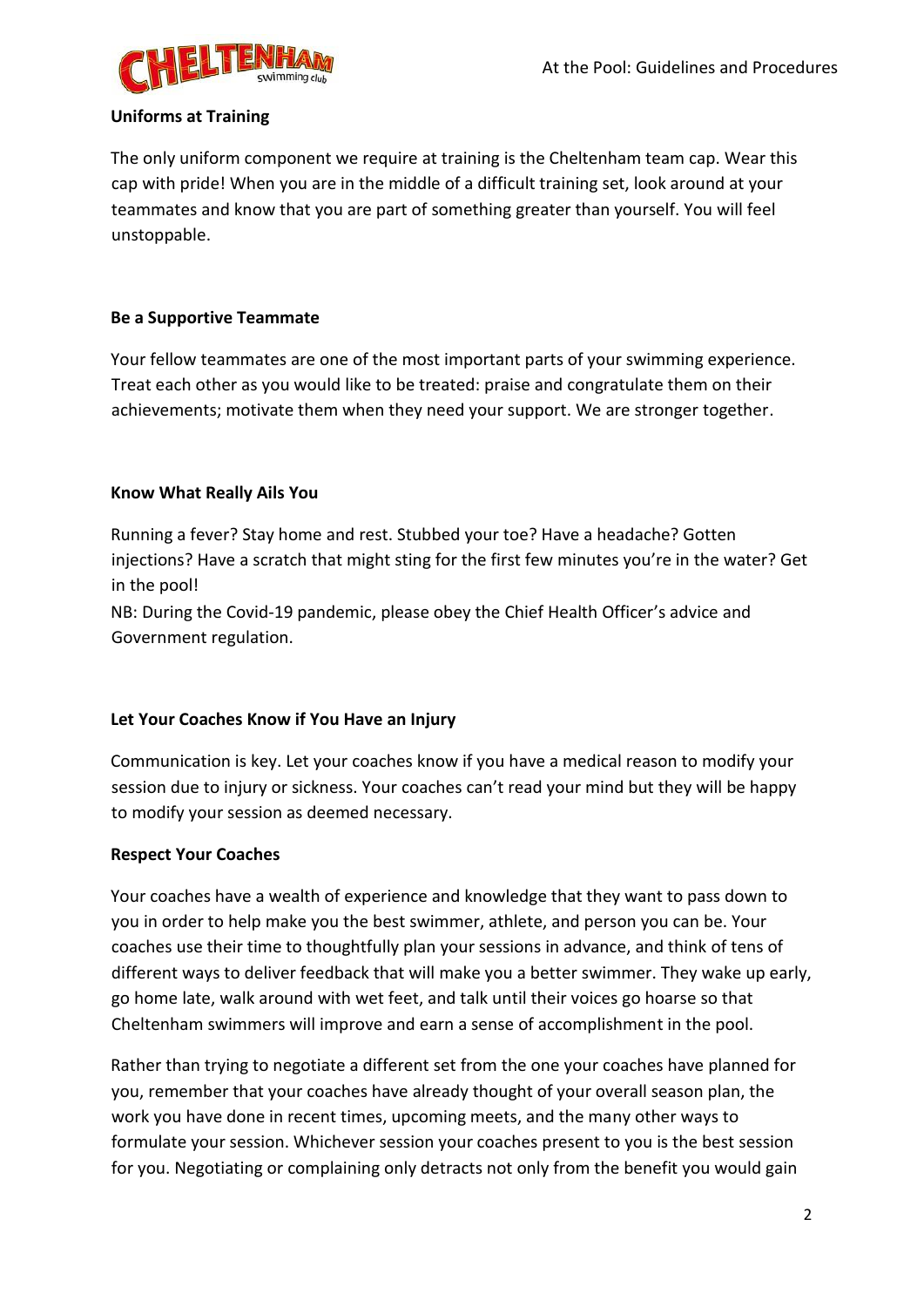### Uniforms at Training

The only uniform component we require at training is the Cheltenham team cap. Wear this cap with pride! When you are in the middle of a difficult training set, look around at your teammates and know that you are part of something greater than yourself. You will feel unstoppable.

### Be a Supportive Teammate

Your fellow teammates are one of the most important parts of your swimming experience. Treat each other as you would like to be treated: praise and congratulate them on their achievements; motivate them when they need your support. We are stronger together.

### Know What Really Ails You

Running a fever? Stay home and rest. Stubbed your toe? Have a headache? Gotten injections? Have a scratch that might sting for the first few minutes you're in the water? Get in the pool!

NB: During the Covid-19 pandemic, please obey the Chief Health Officer's advice and Government regulation.

### Let Your Coaches Know if You Have an Injury

Communication is key. Let your coaches know if you have a medical reason to modify your session due to injury or sickness. Your coaches can't read your mind but they will be happy to modify your session as deemed necessary.

### Respect Your Coaches

Your coaches have a wealth of experience and knowledge that they want to pass down to you in order to help make you the best swimmer, athlete, and person you can be. Your coaches use their time to thoughtfully plan your sessions in advance, and think of tens of different ways to deliver feedback that will make you a better swimmer. They wake up early, go home late, walk around with wet feet, and talk until their voices go hoarse so that Cheltenham swimmers will improve and earn a sense of accomplishment in the pool.

Rather than trying to negotiate a different set from the one your coaches have planned for you, remember that your coaches have already thought of your overall season plan, the work you have done in recent times, upcoming meets, and the many other ways to formulate your session. Whichever session your coaches present to you is the best session for you. Negotiating or complaining only detracts not only from the benefit you would gain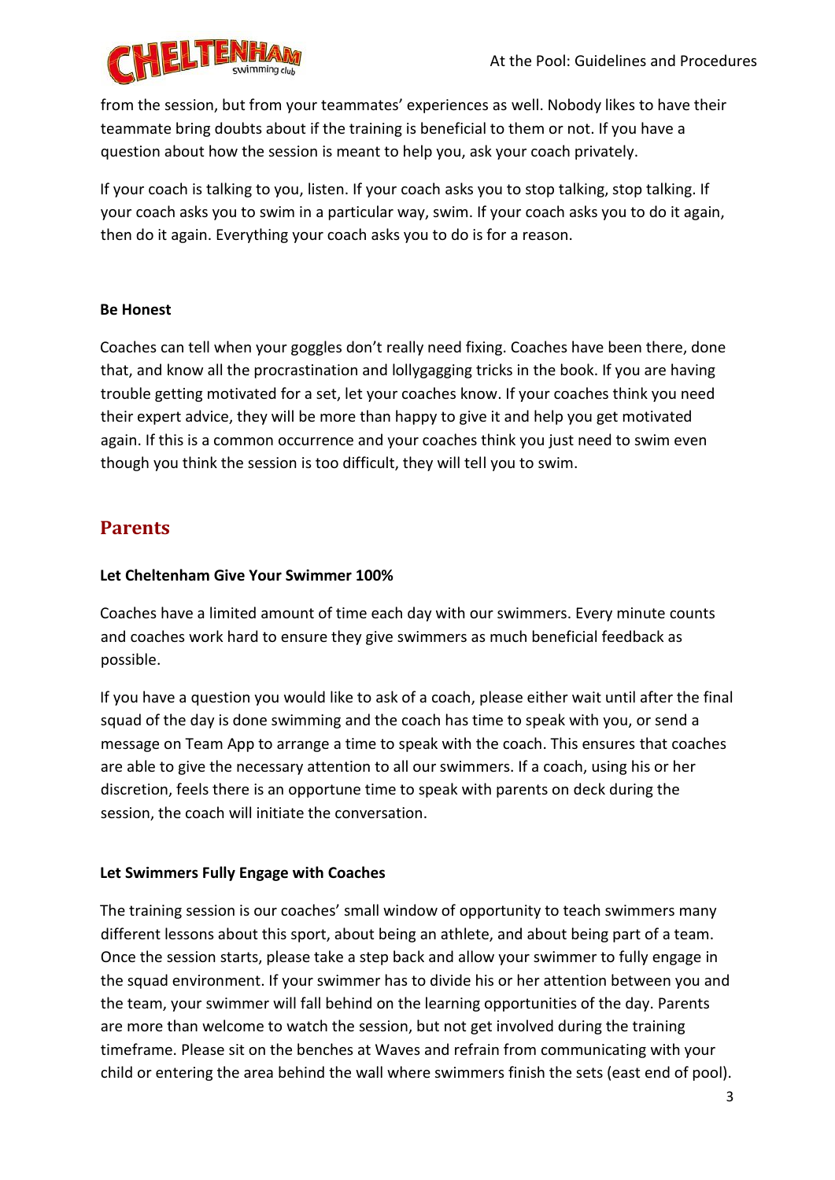from the session, but from your teammates' experiences as well. Nobody likes to have their teammate bring doubts about if the training is beneficial to them or not. If you have a question about how the session is meant to help you, ask your coach privately.

If your coach is talking to you, listen. If your coach asks you to stop talking, stop talking. If your coach asks you to swim in a particular way, swim. If your coach asks you to do it again, then do it again. Everything your coach asks you to do is for a reason.

**Be Honest**

Coaches can tell when your goggles don't really need fixing. Coaches have been there, done that, and know all the procrastination and lollygagging tricks in the book. If you are having trouble getting motivated for a set, let your coaches know. If your coaches think you need their expert advice, they will be more than happy to give it and help you get motivated again. If this is a common occurrence and your coaches think you just need to swim even though you think the session is too difficult, they will tell you to swim.

## Parents

**Let Cheltenham Give Your Swimmer 100%**

Coaches have a limited amount of time each day with our swimmers. Every minute counts and coaches work hard to ensure they give swimmers as much beneficial feedback as possible.

If you have a question you would like to ask of a coach, please either wait until after the final squad of the day is done swimming and the coach has time to speak with you, or send a message on Team App to arrange a time to speak with the coach. This ensures that coaches are able to give the necessary attention to all our swimmers. If a coach, using his or her discretion, feels there is an opportune time to speak with parents on deck during the session, the coach will initiate the conversation.

**Let Swimmers Fully Engage with Coaches**

The training session is our coaches' small window of opportunity to teach swimmers many different lessons about this sport, about being an athlete, and about being part of a team. Once the session starts, please take a step back and allow your swimmer to fully engage in the squad environment. If your swimmer has to divide his or her attention between you and the team, your swimmer will fall behind on the learning opportunities of the day. Parents are more than welcome to watch the session, but not get involved during the training timeframe. Please sit on the benches at Waves and refrain from communicating with your child or entering the area behind the wall where swimmers finish the sets (east end of pool).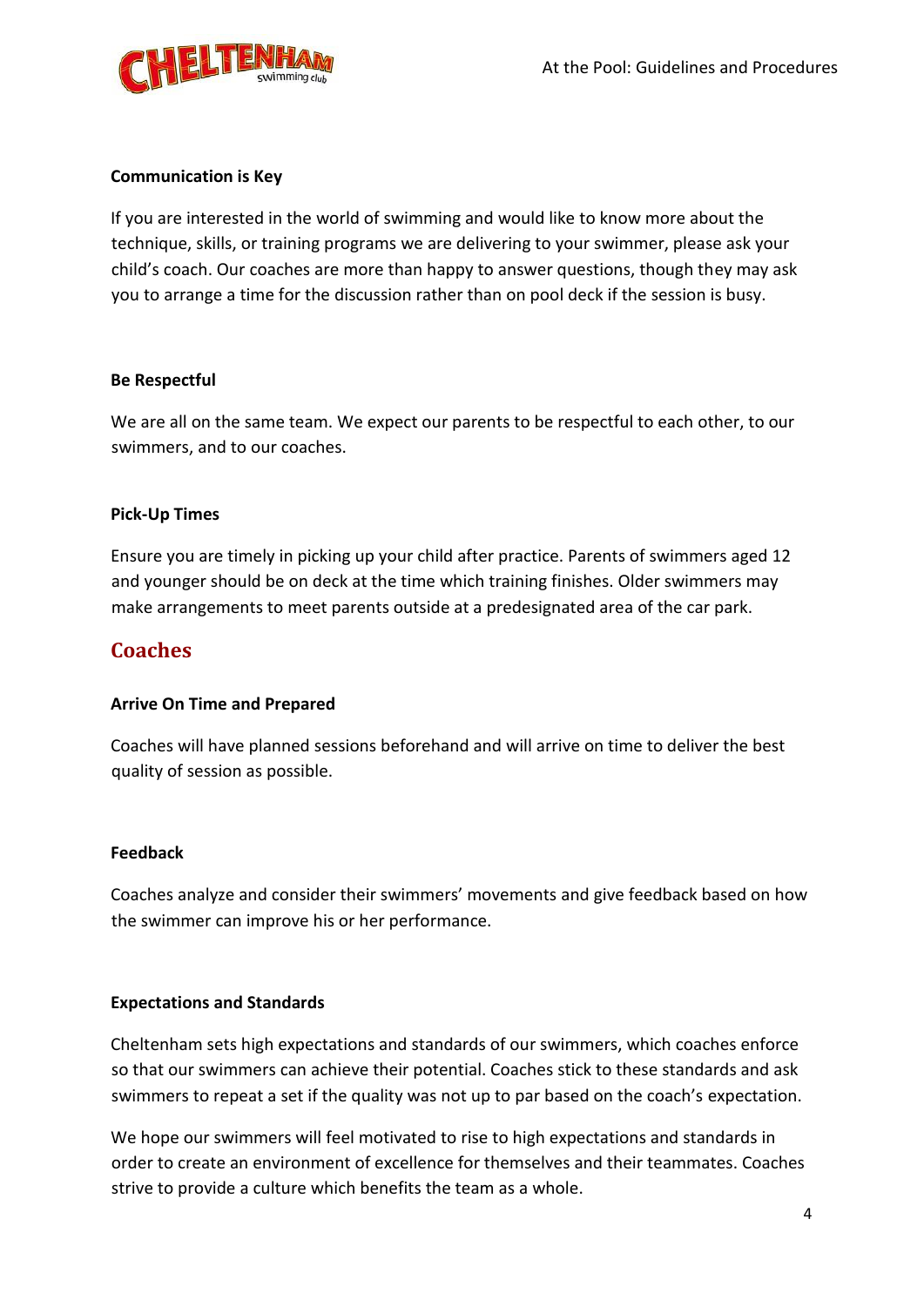#### Communication is Key

If you are interested in the world of swimming and would like to know more about the technique, skills, or training programs we are delivering to your swimmer, please ask your child's coach. Our coaches are more than happy to answer questions, though they may ask you to arrange a time for the discussion rather than on pool deck if the session is busy.

#### Be Respectful

We are all on the same team. We expect our parents to be respectful to each other, to our swimmers, and to our coaches.

#### Pick-Up Times

Ensure you are timely in picking up your child after practice. Parents of swimmers aged 12 and younger should be on deck at the time which training finishes. Older swimmers may make arrangements to meet parents outside at a predesignated area of the car park.

## Coaches

#### Arrive On Time and Prepared

Coaches will have planned sessions beforehand and will arrive on time to deliver the best quality of session as possible.

#### Feedback

Coaches analyze and consider their swimmers' movements and give feedback based on how the swimmer can improve his or her performance.

#### Expectations and Standards

Cheltenham sets high expectations and standards of our swimmers, which coaches enforce so that our swimmers can achieve their potential. Coaches stick to these standards and ask swimmers to repeat a set if the quality was not up to par based on the coach's expectation.

We hope our swimmers will feel motivated to rise to high expectations and standards in order to create an environment of excellence for themselves and their teammates. Coaches strive to provide a culture which benefits the team as a whole.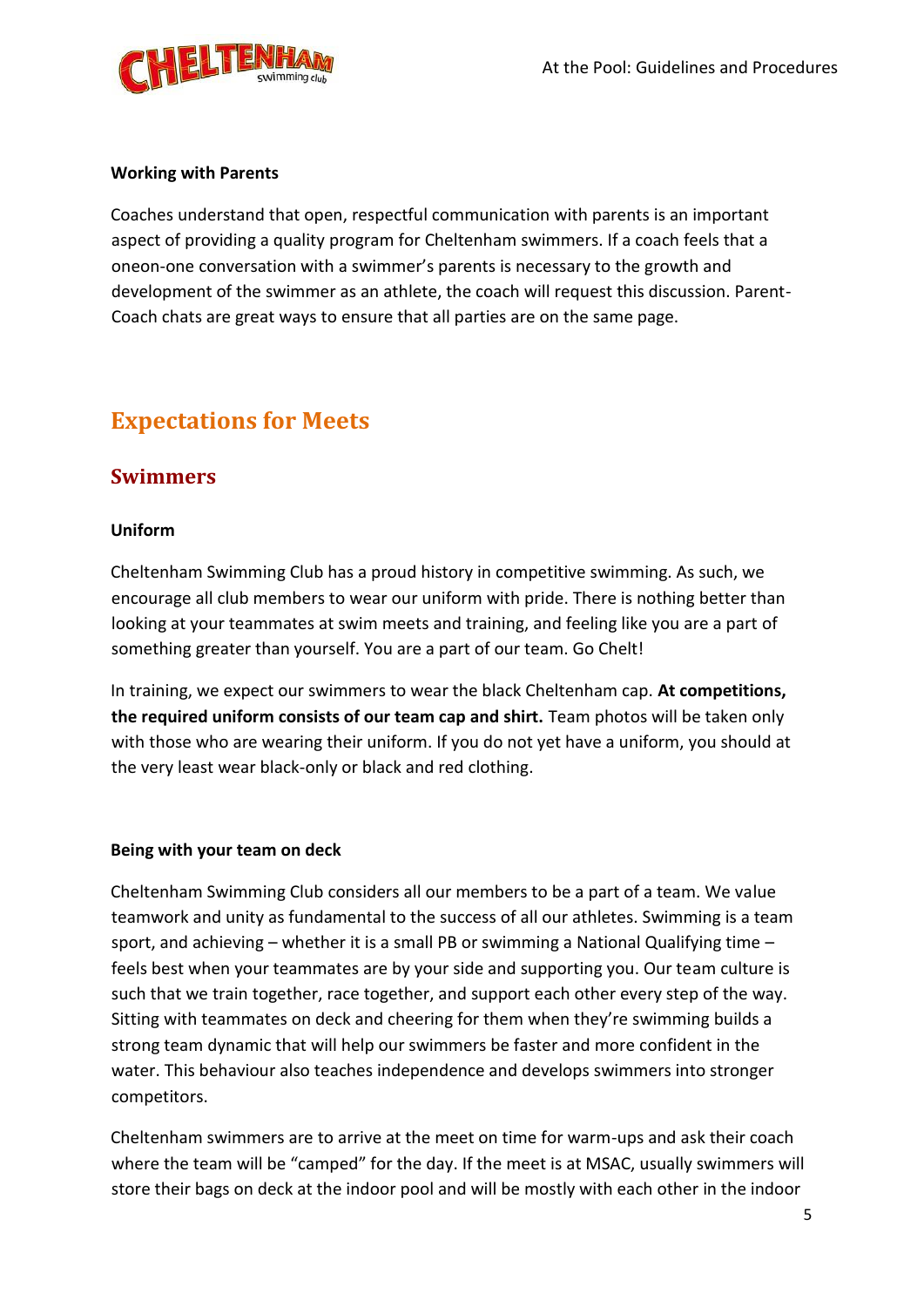**Working with Parents**

Coaches understand that open, respectful communication with parents is an important aspect of providing a quality program for Cheltenham swimmers. If a coach feels that a oneon-one conversation with a swimmer's parents is necessary to the growth and development of the swimmer as an athlete, the coach will request this discussion. Parent-Coach chats are great ways to ensure that all parties are on the same page.

# Expectations for Meets

## Swimmers

**Uniform**

Cheltenham Swimming Club has a proud history in competitive swimming. As such, we encourage all club members to wear our uniform with pride. There is nothing better than looking at your teammates at swim meets and training, and feeling like you are a part of something greater than yourself. You are a part of our team. Go Chelt!

In training, we expect our swimmers to wear the black Cheltenham cap. **At competitions, the required uniform consists of our team cap and shirt.** Team photos will be taken only with those who are wearing their uniform. If you do not yet have a uniform, you should at the very least wear black-only or black and red clothing.

**Being with your team on deck**

Cheltenham Swimming Club considers all our members to be a part of a team. We value teamwork and unity as fundamental to the success of all our athletes. Swimming is a team sport, and achieving – whether it is a small PB or swimming a National Qualifying time – feels best when your teammates are by your side and supporting you. Our team culture is such that we train together, race together, and support each other every step of the way. Sitting with teammates on deck and cheering for them when they're swimming builds a strong team dynamic that will help our swimmers be faster and more confident in the water. This behaviour also teaches independence and develops swimmers into stronger competitors.

Cheltenham swimmers are to arrive at the meet on time for warm-ups and ask their coach where the team will be "camped" for the day. If the meet is at MSAC, usually swimmers will store their bags on deck at the indoor pool and will be mostly with each other in the indoor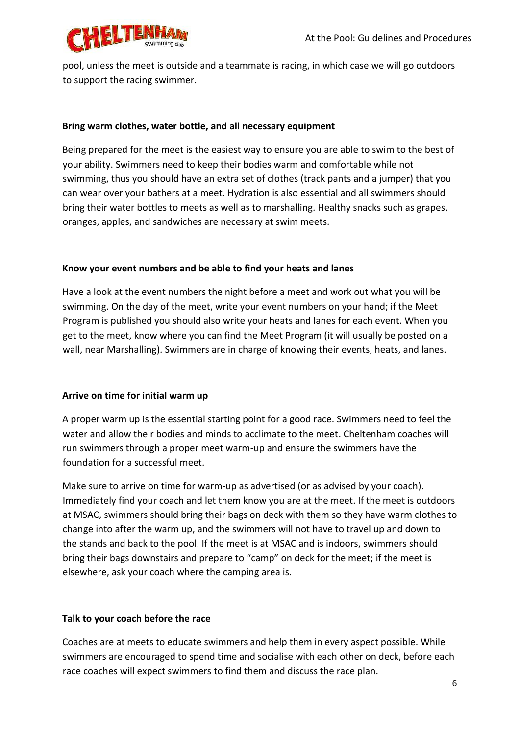pool, unless the meet is outside and a teammate is racing, in which case we will go outdoors to support the racing swimmer.

**Bring warm clothes, water bottle, and all necessary equipment**

Being prepared for the meet is the easiest way to ensure you are able to swim to the best of your ability. Swimmers need to keep their bodies warm and comfortable while not swimming, thus you should have an extra set of clothes (track pants and a jumper) that you can wear over your bathers at a meet. Hydration is also essential and all swimmers should bring their water bottles to meets as well as to marshalling. Healthy snacks such as grapes, oranges, apples, and sandwiches are necessary at swim meets.

**Know your event numbers and be able to find your heats and lanes**

Have a look at the event numbers the night before a meet and work out what you will be swimming. On the day of the meet, write your event numbers on your hand; if the Meet Program is published you should also write your heats and lanes for each event. When you get to the meet, know where you can find the Meet Program (it will usually be posted on a wall, near Marshalling). Swimmers are in charge of knowing their events, heats, and lanes.

**Arrive on time for initial warm up**

A proper warm up is the essential starting point for a good race. Swimmers need to feel the water and allow their bodies and minds to acclimate to the meet. Cheltenham coaches will run swimmers through a proper meet warm-up and ensure the swimmers have the foundation for a successful meet.

Make sure to arrive on time for warm-up as advertised (or as advised by your coach). Immediately find your coach and let them know you are at the meet. If the meet is outdoors at MSAC, swimmers should bring their bags on deck with them so they have warm clothes to change into after the warm up, and the swimmers will not have to travel up and down to the stands and back to the pool. If the meet is at MSAC and is indoors, swimmers should bring their bags downstairs and prepare to "camp" on deck for the meet; if the meet is elsewhere, ask your coach where the camping area is.

**Talk to your coach before the race**

Coaches are at meets to educate swimmers and help them in every aspect possible. While swimmers are encouraged to spend time and socialise with each other on deck, before each race coaches will expect swimmers to find them and discuss the race plan.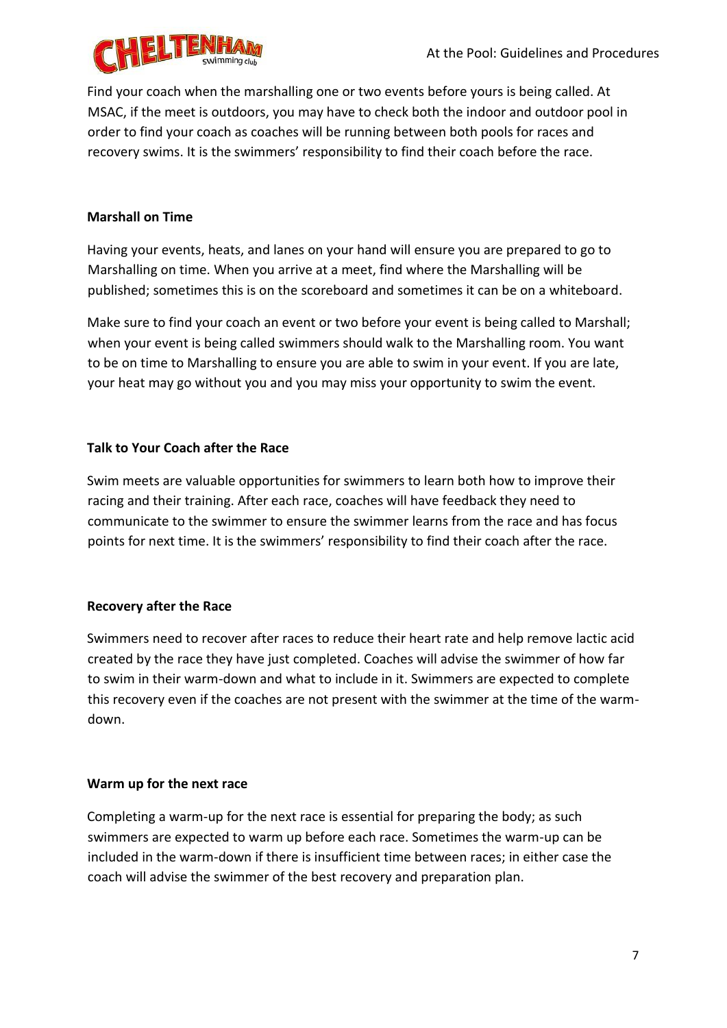Find your coach when the marshalling one or two events before yours is being called. At MSAC, if the meet is outdoors, you may have to check both the indoor and outdoor pool in order to find your coach as coaches will be running between both pools for races and recovery swims. It is the swimmers' responsibility to find their coach before the race.

**Marshall on Time**

Having your events, heats, and lanes on your hand will ensure you are prepared to go to Marshalling on time. When you arrive at a meet, find where the Marshalling will be published; sometimes this is on the scoreboard and sometimes it can be on a whiteboard.

Make sure to find your coach an event or two before your event is being called to Marshall; when your event is being called swimmers should walk to the Marshalling room. You want to be on time to Marshalling to ensure you are able to swim in your event. If you are late, your heat may go without you and you may miss your opportunity to swim the event.

**Talk to Your Coach after the Race**

Swim meets are valuable opportunities for swimmers to learn both how to improve their racing and their training. After each race, coaches will have feedback they need to communicate to the swimmer to ensure the swimmer learns from the race and has focus points for next time. It is the swimmers' responsibility to find their coach after the race.

**Recovery after the Race**

Swimmers need to recover after races to reduce their heart rate and help remove lactic acid created by the race they have just completed. Coaches will advise the swimmer of how far to swim in their warm-down and what to include in it. Swimmers are expected to complete this recovery even if the coaches are not present with the swimmer at the time of the warm-down.

**Warm up for the next race**

Completing a warm-up for the next race is essential for preparing the body; as such swimmers are expected to warm up before each race. Sometimes the warm-up can be included in the warm-down if there is insufficient time between races; in either case the coach will advise the swimmer of the best recovery and preparation plan.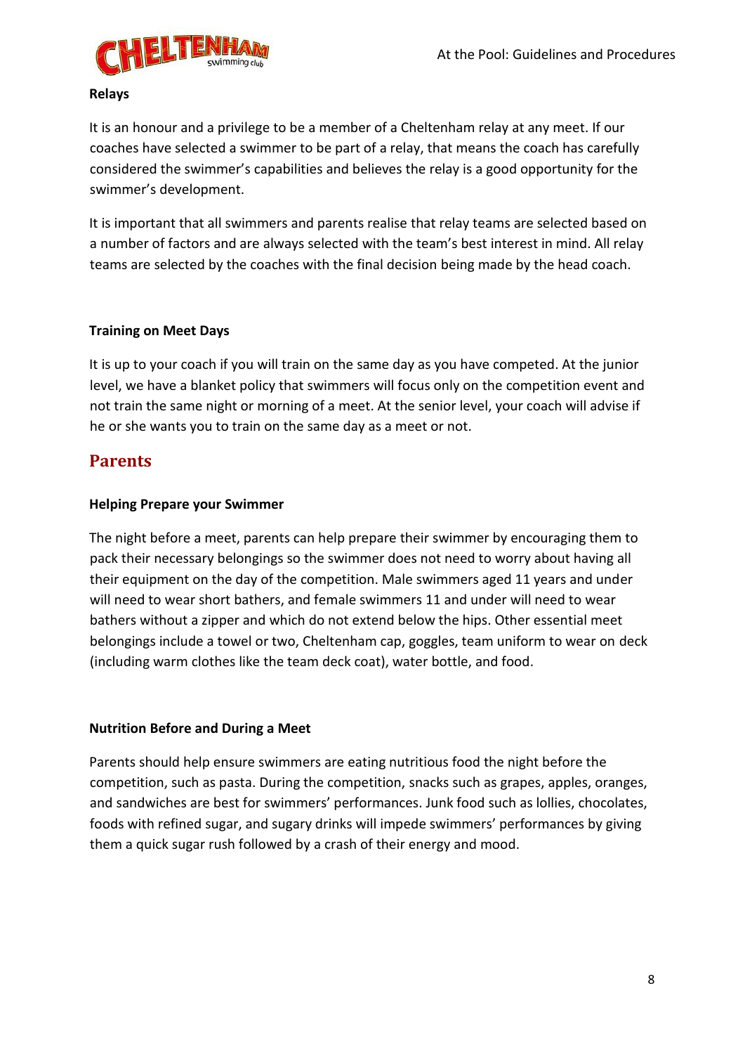### Relays

It is an honour and a privilege to be a member of a Cheltenham relay at any meet. If our coaches have selected a swimmer to be part of a relay, that means the coach has carefully considered the swimmer's capabilities and believes the relay is a good opportunity for the swimmer's development.

It is important that all swimmers and parents realise that relay teams are selected based on a number of factors and are always selected with the team's best interest in mind. All relay teams are selected by the coaches with the final decision being made by the head coach.

### Training on Meet Days

It is up to your coach if you will train on the same day as you have competed. At the junior level, we have a blanket policy that swimmers will focus only on the competition event and not train the same night or morning of a meet. At the senior level, your coach will advise if he or she wants you to train on the same day as a meet or not.

## Parents

### Helping Prepare your Swimmer

The night before a meet, parents can help prepare their swimmer by encouraging them to pack their necessary belongings so the swimmer does not need to worry about having all their equipment on the day of the competition. Male swimmers aged 11 years and under will need to wear short bathers, and female swimmers 11 and under will need to wear bathers without a zipper and which do not extend below the hips. Other essential meet belongings include a towel or two, Cheltenham cap, goggles, team uniform to wear on deck (including warm clothes like the team deck coat), water bottle, and food.

### Nutrition Before and During a Meet

Parents should help ensure swimmers are eating nutritious food the night before the competition, such as pasta. During the competition, snacks such as grapes, apples, oranges, and sandwiches are best for swimmers' performances. Junk food such as lollies, chocolates, foods with refined sugar, and sugary drinks will impede swimmers' performances by giving them a quick sugar rush followed by a crash of their energy and mood.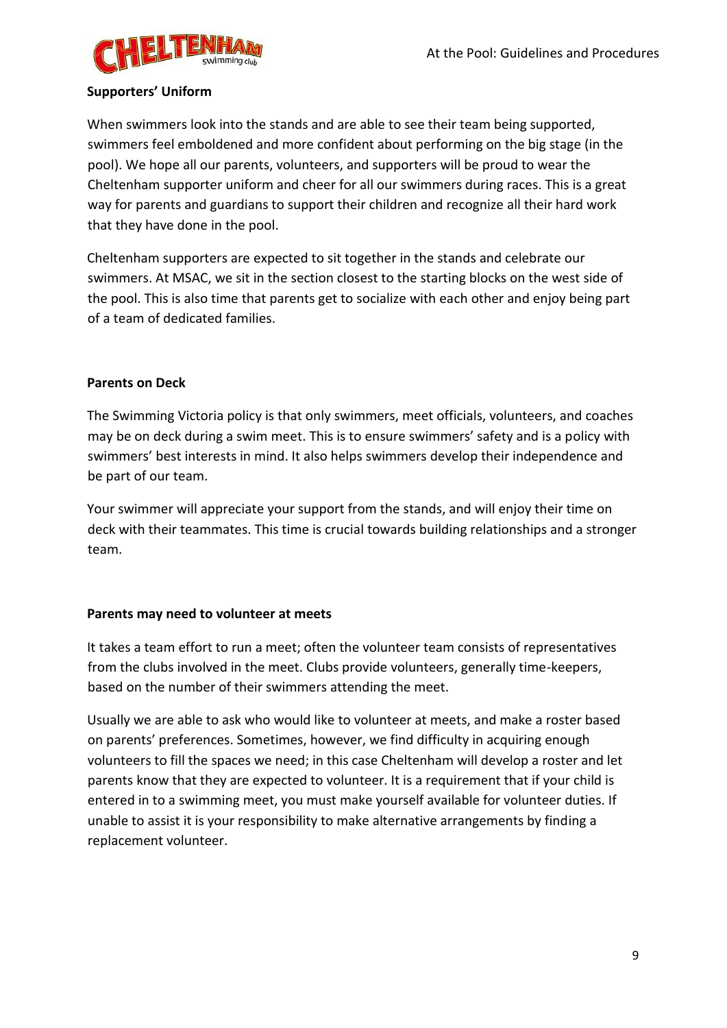**Supporters' Uniform**

When swimmers look into the stands and are able to see their team being supported, swimmers feel emboldened and more confident about performing on the big stage (in the pool). We hope all our parents, volunteers, and supporters will be proud to wear the Cheltenham supporter uniform and cheer for all our swimmers during races. This is a great way for parents and guardians to support their children and recognize all their hard work that they have done in the pool.

Cheltenham supporters are expected to sit together in the stands and celebrate our swimmers. At MSAC, we sit in the section closest to the starting blocks on the west side of the pool. This is also time that parents get to socialize with each other and enjoy being part of a team of dedicated families.

**Parents on Deck**

The Swimming Victoria policy is that only swimmers, meet officials, volunteers, and coaches may be on deck during a swim meet. This is to ensure swimmers' safety and is a policy with swimmers' best interests in mind. It also helps swimmers develop their independence and be part of our team.

Your swimmer will appreciate your support from the stands, and will enjoy their time on deck with their teammates. This time is crucial towards building relationships and a stronger team.

**Parents may need to volunteer at meets**

It takes a team effort to run a meet; often the volunteer team consists of representatives from the clubs involved in the meet. Clubs provide volunteers, generally time-keepers, based on the number of their swimmers attending the meet.

Usually we are able to ask who would like to volunteer at meets, and make a roster based on parents' preferences. Sometimes, however, we find difficulty in acquiring enough volunteers to fill the spaces we need; in this case Cheltenham will develop a roster and let parents know that they are expected to volunteer. It is a requirement that if your child is entered in to a swimming meet, you must make yourself available for volunteer duties. If unable to assist it is your responsibility to make alternative arrangements by finding a replacement volunteer.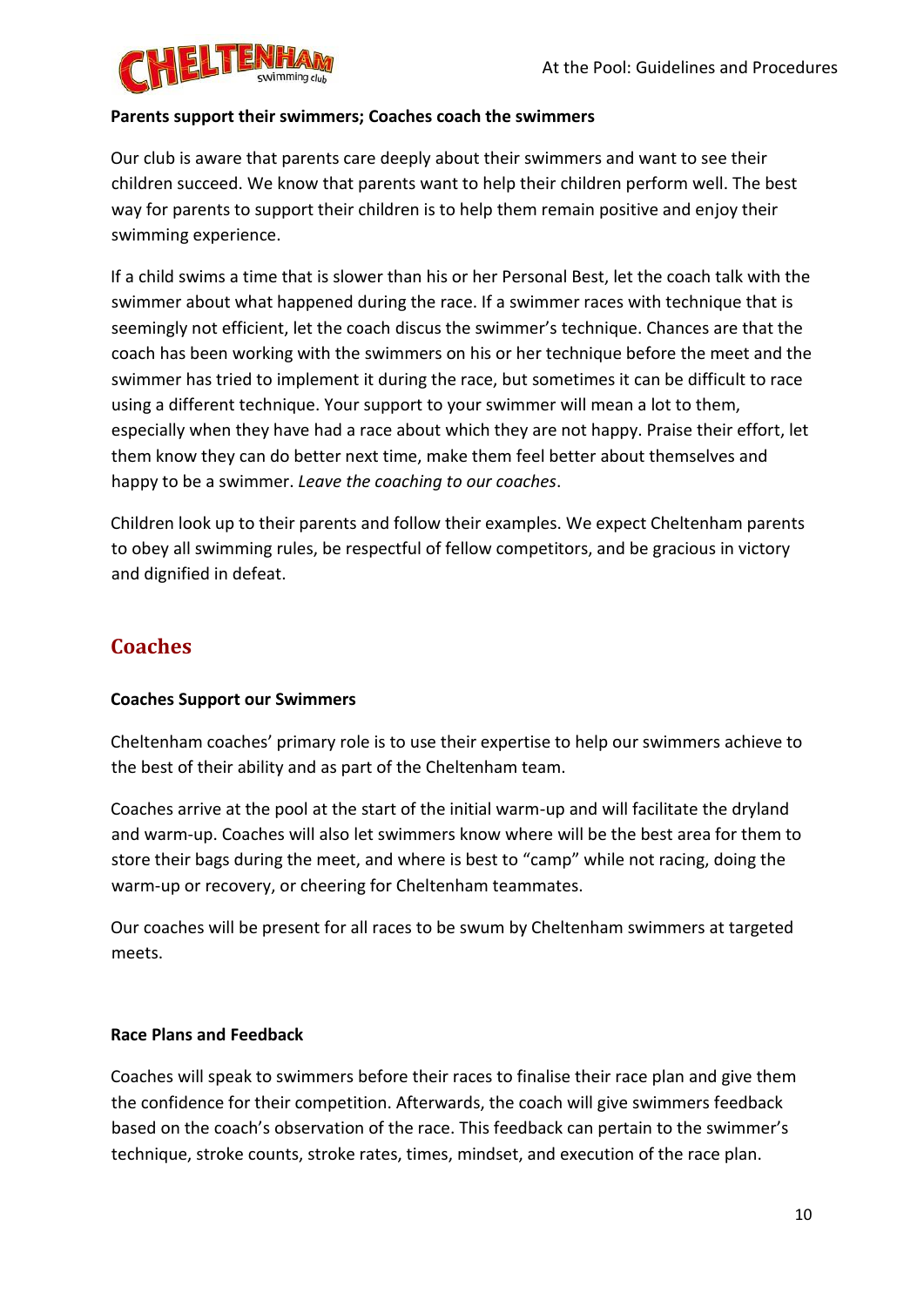**Parents support their swimmers; Coaches coach the swimmers**

Our club is aware that parents care deeply about their swimmers and want to see their children succeed. We know that parents want to help their children perform well. The best way for parents to support their children is to help them remain positive and enjoy their swimming experience.

If a child swims a time that is slower than his or her Personal Best, let the coach talk with the swimmer about what happened during the race. If a swimmer races with technique that is seemingly not efficient, let the coach discus the swimmer's technique. Chances are that the coach has been working with the swimmers on his or her technique before the meet and the swimmer has tried to implement it during the race, but sometimes it can be difficult to race using a different technique. Your support to your swimmer will mean a lot to them, especially when they have had a race about which they are not happy. Praise their effort, let them know they can do better next time, make them feel better about themselves and happy to be a swimmer. *Leave the coaching to our coaches*.

Children look up to their parents and follow their examples. We expect Cheltenham parents to obey all swimming rules, be respectful of fellow competitors, and be gracious in victory and dignified in defeat.

## Coaches

**Coaches Support our Swimmers**

Cheltenham coaches' primary role is to use their expertise to help our swimmers achieve to the best of their ability and as part of the Cheltenham team.

Coaches arrive at the pool at the start of the initial warm-up and will facilitate the dryland and warm-up. Coaches will also let swimmers know where will be the best area for them to store their bags during the meet, and where is best to "camp" while not racing, doing the warm-up or recovery, or cheering for Cheltenham teammates.

Our coaches will be present for all races to be swum by Cheltenham swimmers at targeted meets.

**Race Plans and Feedback**

Coaches will speak to swimmers before their races to finalise their race plan and give them the confidence for their competition. Afterwards, the coach will give swimmers feedback based on the coach's observation of the race. This feedback can pertain to the swimmer's technique, stroke counts, stroke rates, times, mindset, and execution of the race plan.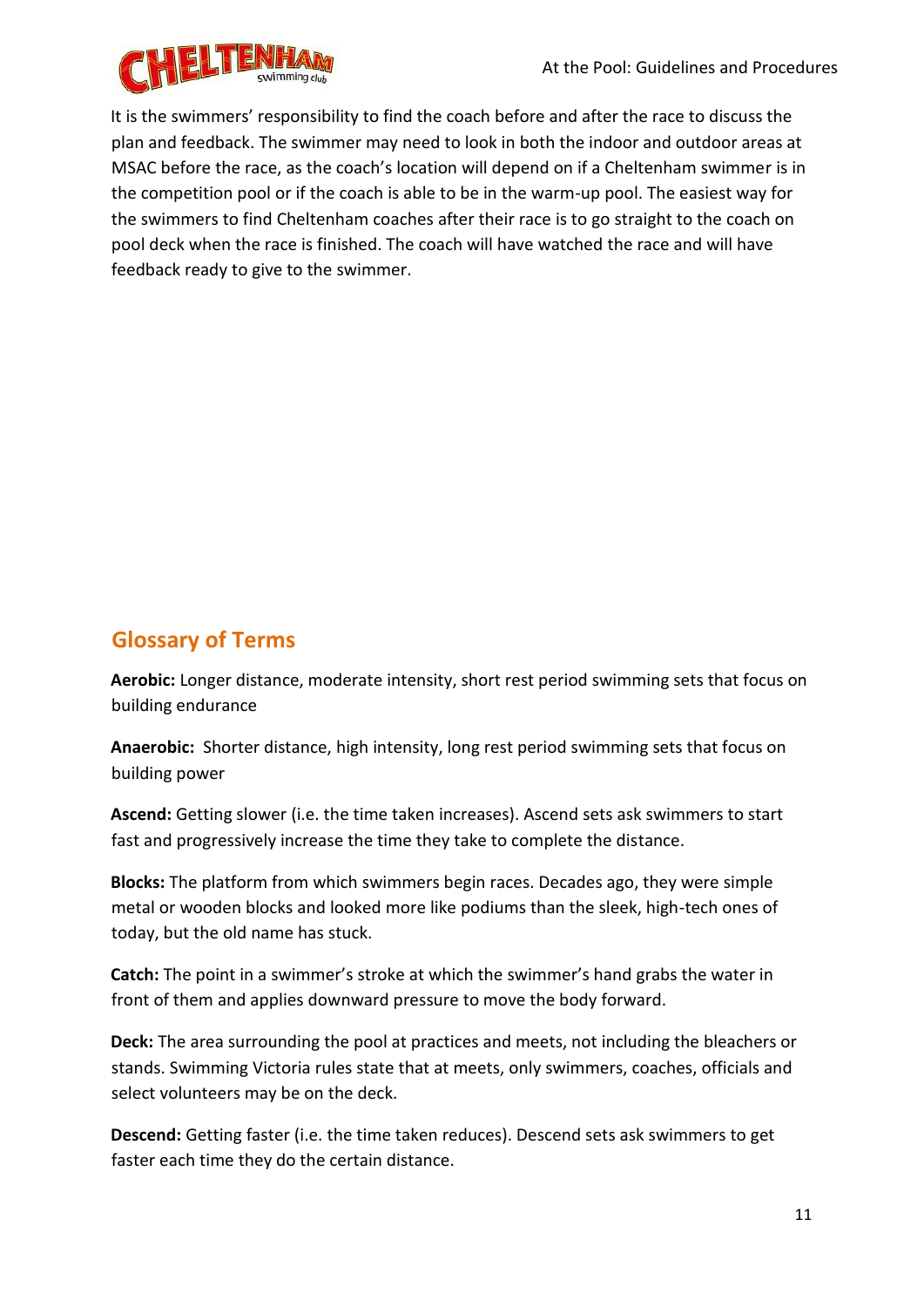It is the swimmers' responsibility to find the coach before and after the race to discuss the plan and feedback. The swimmer may need to look in both the indoor and outdoor areas at MSAC before the race, as the coach's location will depend on if a Cheltenham swimmer is in the competition pool or if the coach is able to be in the warm-up pool. The easiest way for the swimmers to find Cheltenham coaches after their race is to go straight to the coach on pool deck when the race is finished. The coach will have watched the race and will have feedback ready to give to the swimmer.

## Glossary of Terms

**Aerobic:** Longer distance, moderate intensity, short rest period swimming sets that focus on building endurance

**Anaerobic:** Shorter distance, high intensity, long rest period swimming sets that focus on building power

**Ascend:** Getting slower (i.e. the time taken increases). Ascend sets ask swimmers to start fast and progressively increase the time they take to complete the distance.

**Blocks:** The platform from which swimmers begin races. Decades ago, they were simple metal or wooden blocks and looked more like podiums than the sleek, high-tech ones of today, but the old name has stuck.

**Catch:** The point in a swimmer's stroke at which the swimmer's hand grabs the water in front of them and applies downward pressure to move the body forward.

**Deck:** The area surrounding the pool at practices and meets, not including the bleachers or stands. Swimming Victoria rules state that at meets, only swimmers, coaches, officials and select volunteers may be on the deck.

**Descend:** Getting faster (i.e. the time taken reduces). Descend sets ask swimmers to get faster each time they do the certain distance.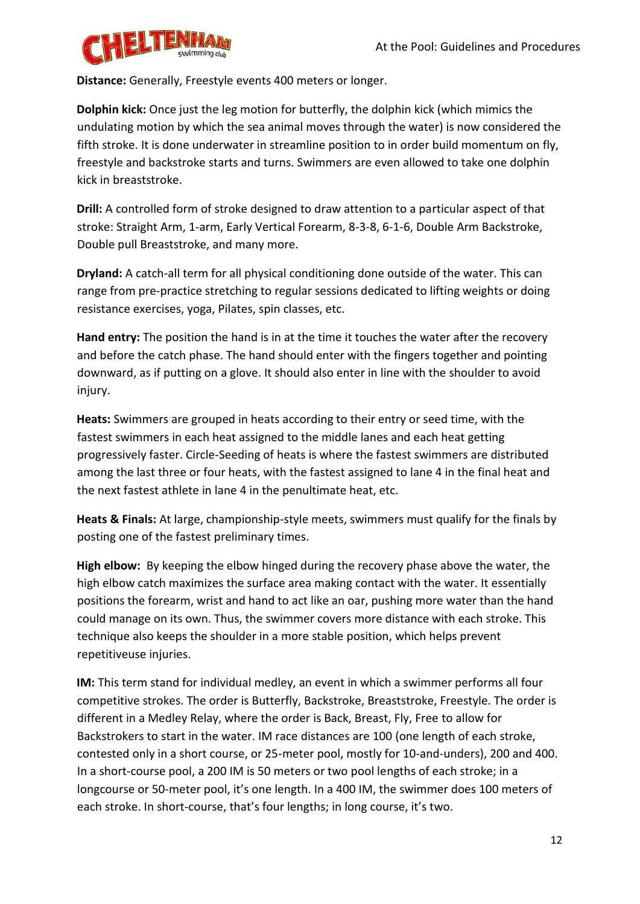**Distance:** Generally, Freestyle events 400 meters or longer.

**Dolphin kick:** Once just the leg motion for butterfly, the dolphin kick (which mimics the undulating motion by which the sea animal moves through the water) is now considered the fifth stroke. It is done underwater in streamline position to in order build momentum on fly, freestyle and backstroke starts and turns. Swimmers are even allowed to take one dolphin kick in breaststroke.

**Drill:** A controlled form of stroke designed to draw attention to a particular aspect of that stroke: Straight Arm, 1-arm, Early Vertical Forearm, 8-3-8, 6-1-6, Double Arm Backstroke, Double pull Breaststroke, and many more.

**Dryland:** A catch-all term for all physical conditioning done outside of the water. This can range from pre-practice stretching to regular sessions dedicated to lifting weights or doing resistance exercises, yoga, Pilates, spin classes, etc.

**Hand entry:** The position the hand is in at the time it touches the water after the recovery and before the catch phase. The hand should enter with the fingers together and pointing downward, as if putting on a glove. It should also enter in line with the shoulder to avoid injury.

**Heats:** Swimmers are grouped in heats according to their entry or seed time, with the fastest swimmers in each heat assigned to the middle lanes and each heat getting progressively faster. Circle-Seeding of heats is where the fastest swimmers are distributed among the last three or four heats, with the fastest assigned to lane 4 in the final heat and the next fastest athlete in lane 4 in the penultimate heat, etc.

**Heats & Finals:** At large, championship-style meets, swimmers must qualify for the finals by posting one of the fastest preliminary times.

**High elbow:** By keeping the elbow hinged during the recovery phase above the water, the high elbow catch maximizes the surface area making contact with the water. It essentially positions the forearm, wrist and hand to act like an oar, pushing more water than the hand could manage on its own. Thus, the swimmer covers more distance with each stroke. This technique also keeps the shoulder in a more stable position, which helps prevent repetitiveuse injuries.

**IM:** This term stand for individual medley, an event in which a swimmer performs all four competitive strokes. The order is Butterfly, Backstroke, Breaststroke, Freestyle. The order is different in a Medley Relay, where the order is Back, Breast, Fly, Free to allow for Backstrokers to start in the water. IM race distances are 100 (one length of each stroke, contested only in a short course, or 25-meter pool, mostly for 10-and-unders), 200 and 400. In a short-course pool, a 200 IM is 50 meters or two pool lengths of each stroke; in a longcourse or 50-meter pool, it's one length. In a 400 IM, the swimmer does 100 meters of each stroke. In short-course, that's four lengths; in long course, it's two.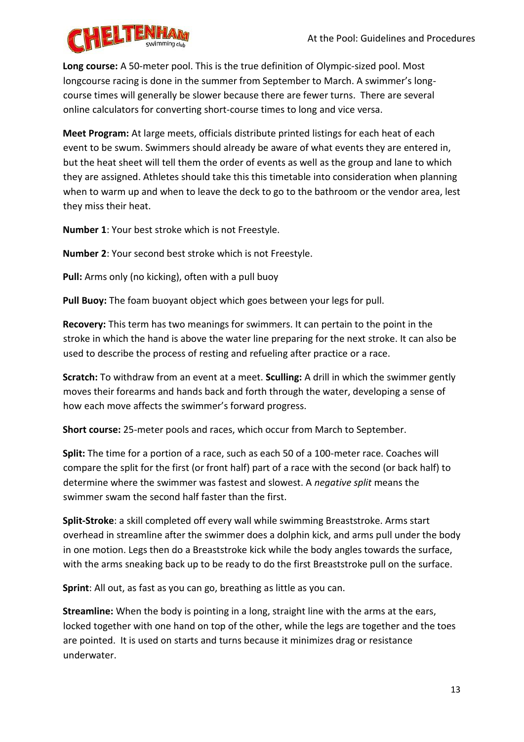**Long course:** A 50-meter pool. This is the true definition of Olympic-sized pool. Most longcourse racing is done in the summer from September to March. A swimmer's long-course times will generally be slower because there are fewer turns. There are several online calculators for converting short-course times to long and vice versa.

**Meet Program:** At large meets, officials distribute printed listings for each heat of each event to be swum. Swimmers should already be aware of what events they are entered in, but the heat sheet will tell them the order of events as well as the group and lane to which they are assigned. Athletes should take this this timetable into consideration when planning when to warm up and when to leave the deck to go to the bathroom or the vendor area, lest they miss their heat.

**Number 1**: Your best stroke which is not Freestyle.

**Number 2**: Your second best stroke which is not Freestyle.

**Pull:** Arms only (no kicking), often with a pull buoy

**Pull Buoy:** The foam buoyant object which goes between your legs for pull.

**Recovery:** This term has two meanings for swimmers. It can pertain to the point in the stroke in which the hand is above the water line preparing for the next stroke. It can also be used to describe the process of resting and refueling after practice or a race.

**Scratch:** To withdraw from an event at a meet. **Sculling:** A drill in which the swimmer gently moves their forearms and hands back and forth through the water, developing a sense of how each move affects the swimmer's forward progress.

**Short course:** 25-meter pools and races, which occur from March to September.

**Split:** The time for a portion of a race, such as each 50 of a 100-meter race. Coaches will compare the split for the first (or front half) part of a race with the second (or back half) to determine where the swimmer was fastest and slowest. A *negative split* means the swimmer swam the second half faster than the first.

**Split-Stroke**: a skill completed off every wall while swimming Breaststroke. Arms start overhead in streamline after the swimmer does a dolphin kick, and arms pull under the body in one motion. Legs then do a Breaststroke kick while the body angles towards the surface, with the arms sneaking back up to be ready to do the first Breaststroke pull on the surface.

**Sprint**: All out, as fast as you can go, breathing as little as you can.

**Streamline:** When the body is pointing in a long, straight line with the arms at the ears, locked together with one hand on top of the other, while the legs are together and the toes are pointed. It is used on starts and turns because it minimizes drag or resistance underwater.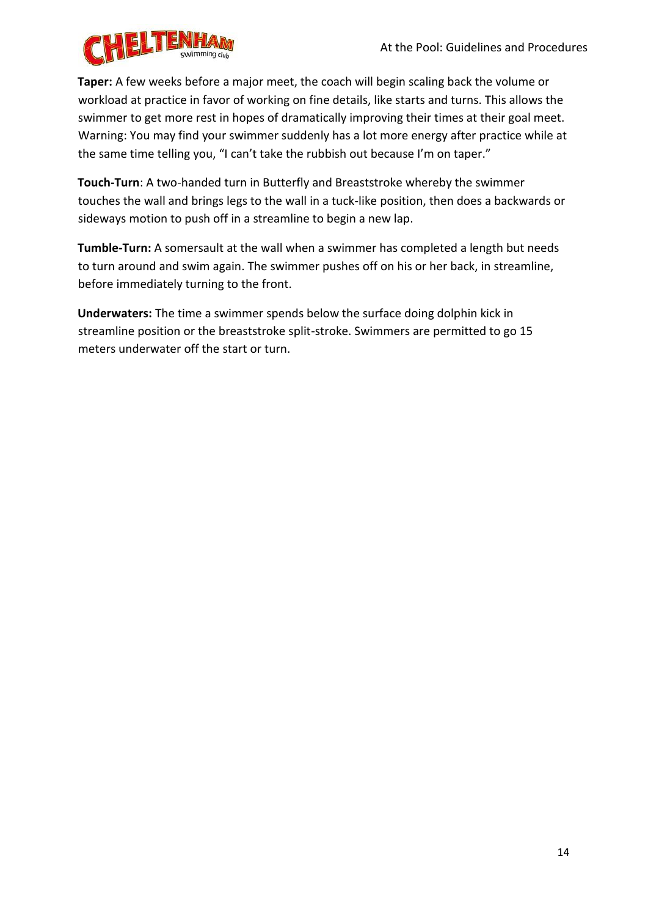**Taper:** A few weeks before a major meet, the coach will begin scaling back the volume or workload at practice in favor of working on fine details, like starts and turns. This allows the swimmer to get more rest in hopes of dramatically improving their times at their goal meet. Warning: You may find your swimmer suddenly has a lot more energy after practice while at the same time telling you, "I can't take the rubbish out because I'm on taper."

**Touch-Turn**: A two-handed turn in Butterfly and Breaststroke whereby the swimmer touches the wall and brings legs to the wall in a tuck-like position, then does a backwards or sideways motion to push off in a streamline to begin a new lap.

**Tumble-Turn:** A somersault at the wall when a swimmer has completed a length but needs to turn around and swim again. The swimmer pushes off on his or her back, in streamline, before immediately turning to the front.

**Underwaters:** The time a swimmer spends below the surface doing dolphin kick in streamline position or the breaststroke split-stroke. Swimmers are permitted to go 15 meters underwater off the start or turn.